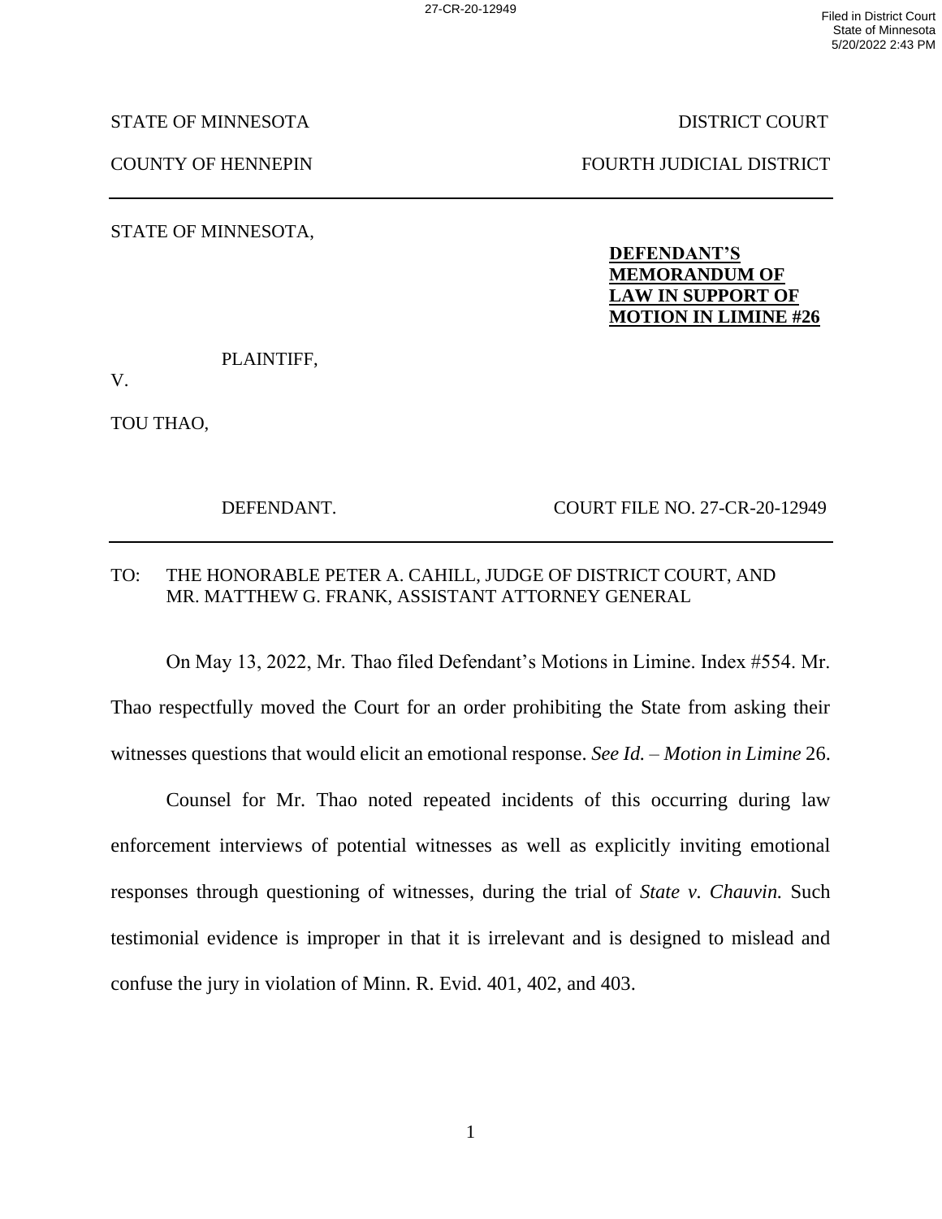STATE OF MINNESOTA | DISTRICT COURT

COUNTY OF HENNEPIN | FOURTH JUDICIAL DISTRICT

---

STATE OF MINNESOTA,

PLAINTIFF,

V.

TOU THAO,

DEFENDANT.

**DEFENDANT'S MEMORANDUM OF LAW IN SUPPORT OF MOTION IN LIMINE #26**

COURT FILE NO. 27-CR-20-12949

---

TO: THE HONORABLE PETER A. CAHILL, JUDGE OF DISTRICT COURT, AND MR. MATTHEW G. FRANK, ASSISTANT ATTORNEY GENERAL

On May 13, 2022, Mr. Thao filed Defendant's Motions in Limine. Index #554. Mr. Thao respectfully moved the Court for an order prohibiting the State from asking their witnesses questions that would elicit an emotional response. *See Id.* – *Motion in Limine* 26.

Counsel for Mr. Thao noted repeated incidents of this occurring during law enforcement interviews of potential witnesses as well as explicitly inviting emotional responses through questioning of witnesses, during the trial of *State v. Chauvin.* Such testimonial evidence is improper in that it is irrelevant and is designed to mislead and confuse the jury in violation of Minn. R. Evid. 401, 402, and 403.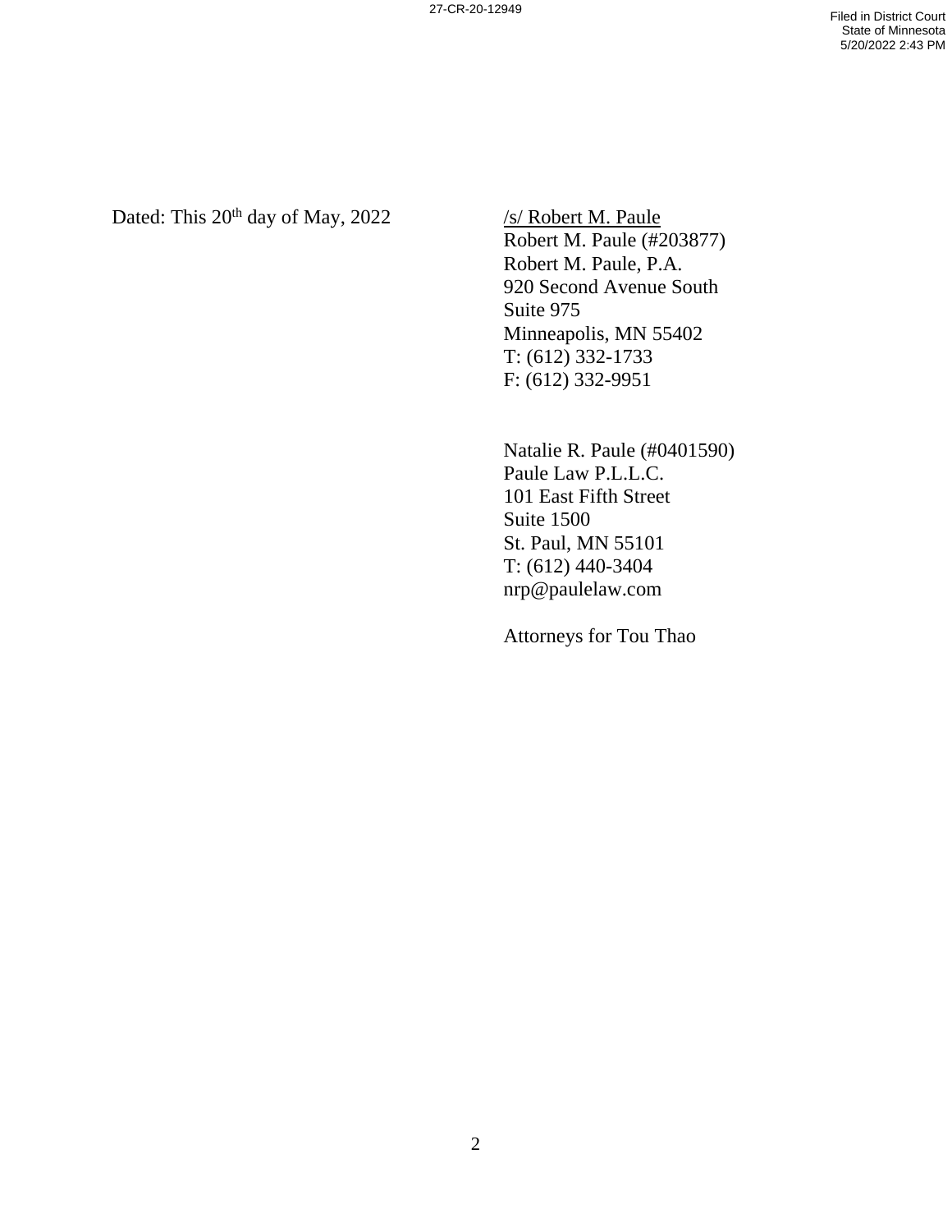Dated: This 20th day of May, 2022

/s/ Robert M. Paule
Robert M. Paule (#203877)
Robert M. Paule, P.A.
920 Second Avenue South
Suite 975
Minneapolis, MN 55402
T: (612) 332-1733
F: (612) 332-9951

Natalie R. Paule (#0401590)
Paule Law P.L.L.C.
101 East Fifth Street
Suite 1500
St. Paul, MN 55101
T: (612) 440-3404
nrp@paulelaw.com

Attorneys for Tou Thao